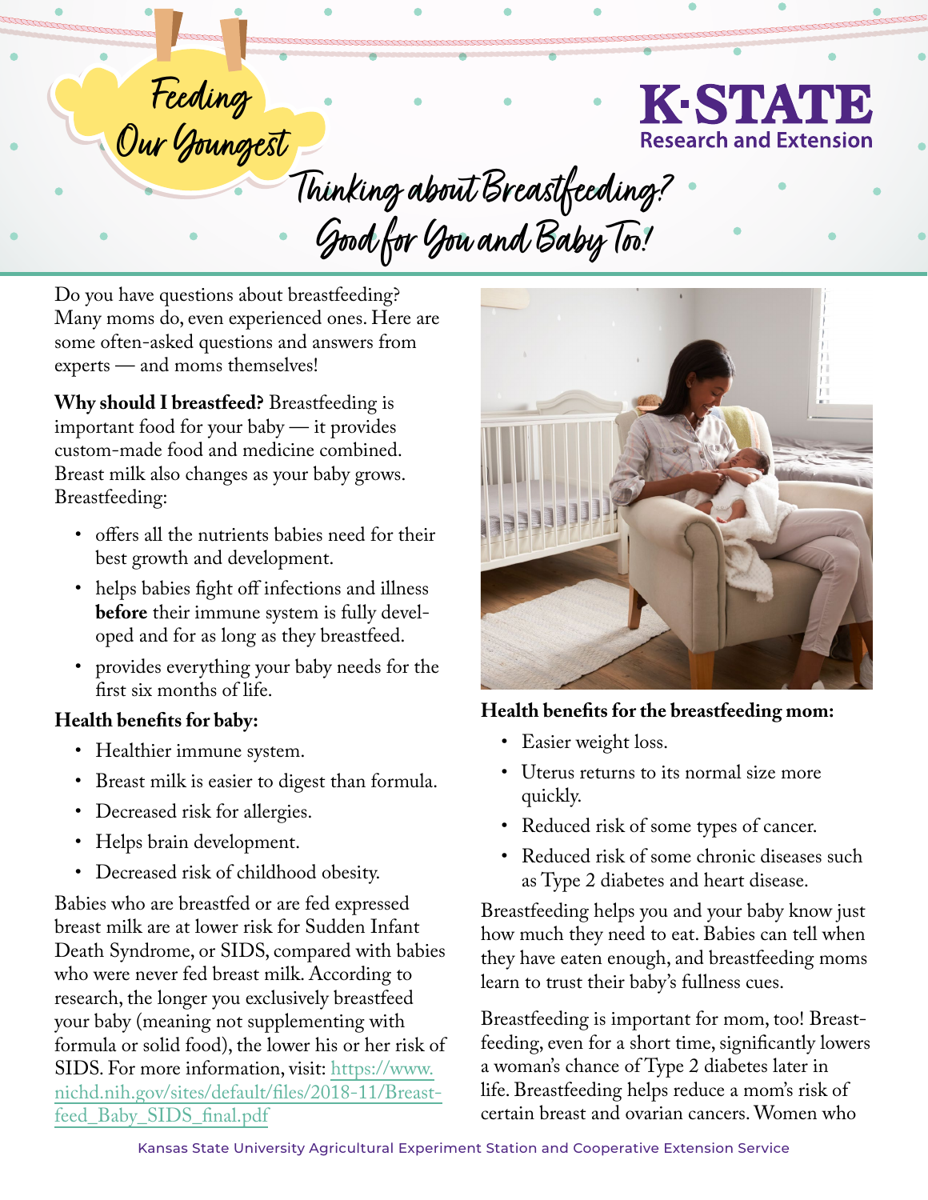# Feeding Our Youngest

K·STATE Research and Extension

## Thinking about Breastfeeding? Good for You and Baby Too!

Do you have questions about breastfeeding? Many moms do, even experienced ones. Here are some often-asked questions and answers from experts — and moms themselves!

**Why should I breastfeed?** Breastfeeding is important food for your baby — it provides custom-made food and medicine combined. Breast milk also changes as your baby grows. Breastfeeding:

- offers all the nutrients babies need for their best growth and development.
- helps babies fight off infections and illness **before** their immune system is fully developed and for as long as they breastfeed.
- provides everything your baby needs for the first six months of life.

**Health benefits for baby:**

- Healthier immune system.
- Breast milk is easier to digest than formula.
- Decreased risk for allergies.
- Helps brain development.
- Decreased risk of childhood obesity.

Babies who are breastfed or are fed expressed breast milk are at lower risk for Sudden Infant Death Syndrome, or SIDS, compared with babies who were never fed breast milk. According to research, the longer you exclusively breastfeed your baby (meaning not supplementing with formula or solid food), the lower his or her risk of SIDS. For more information, visit: [https://www.nichd.nih.gov/sites/default/files/2018-11/Breastfeed_Baby_SIDS_final.pdf](https://www.nichd.nih.gov/sites/default/files/2018-11/Breastfeed_Baby_SIDS_final.pdf)

**Health benefits for the breastfeeding mom:**

- Easier weight loss.
- Uterus returns to its normal size more quickly.
- Reduced risk of some types of cancer.
- Reduced risk of some chronic diseases such as Type 2 diabetes and heart disease.

Breastfeeding helps you and your baby know just how much they need to eat. Babies can tell when they have eaten enough, and breastfeeding moms learn to trust their baby's fullness cues.

Breastfeeding is important for mom, too! Breastfeeding, even for a short time, significantly lowers a woman's chance of Type 2 diabetes later in life. Breastfeeding helps reduce a mom's risk of certain breast and ovarian cancers. Women who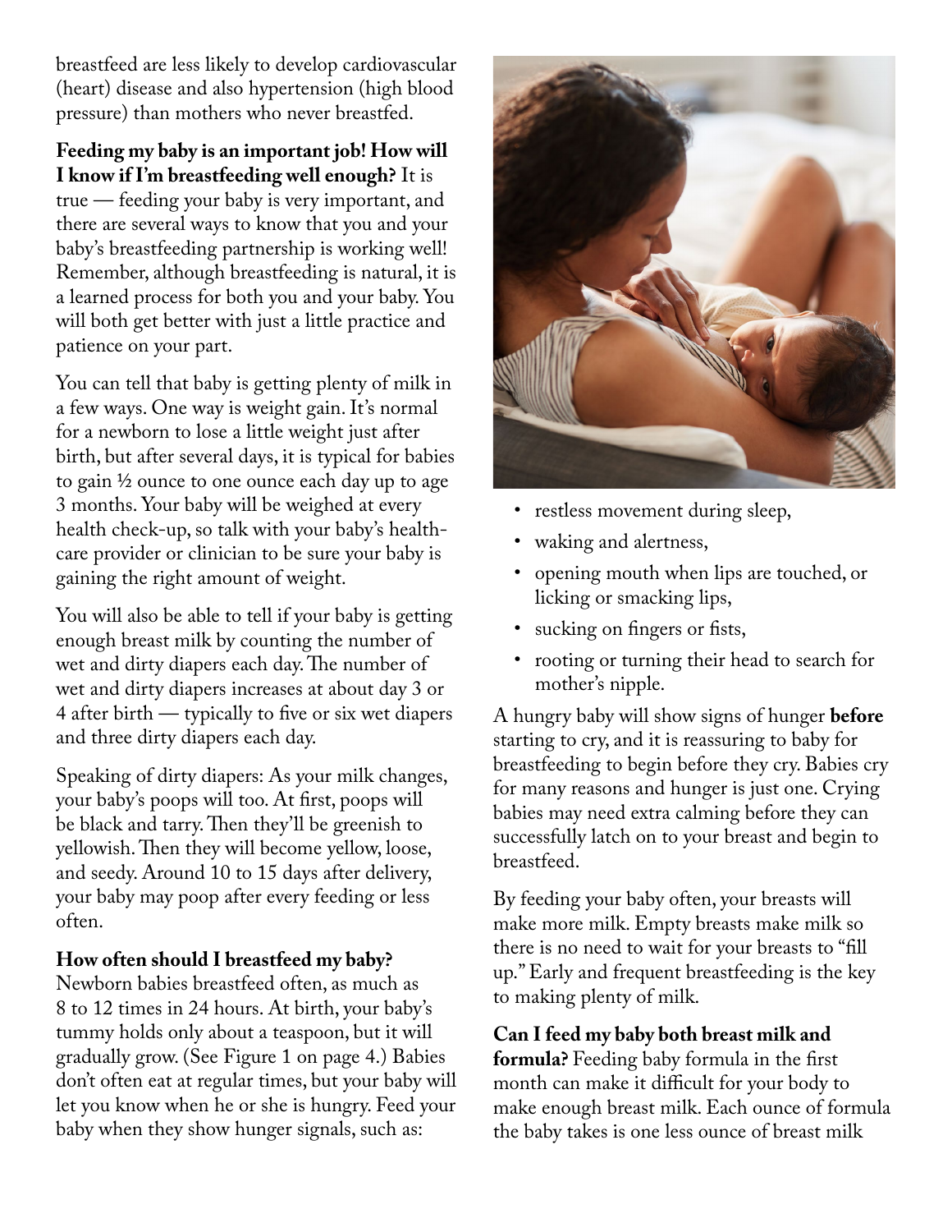breastfeed are less likely to develop cardiovascular (heart) disease and also hypertension (high blood pressure) than mothers who never breastfed.

**Feeding my baby is an important job! How will I know if I'm breastfeeding well enough?** It is true — feeding your baby is very important, and there are several ways to know that you and your baby's breastfeeding partnership is working well! Remember, although breastfeeding is natural, it is a learned process for both you and your baby. You will both get better with just a little practice and patience on your part.

You can tell that baby is getting plenty of milk in a few ways. One way is weight gain. It's normal for a newborn to lose a little weight just after birth, but after several days, it is typical for babies to gain ½ ounce to one ounce each day up to age 3 months. Your baby will be weighed at every health check-up, so talk with your baby's health-care provider or clinician to be sure your baby is gaining the right amount of weight.

You will also be able to tell if your baby is getting enough breast milk by counting the number of wet and dirty diapers each day. The number of wet and dirty diapers increases at about day 3 or 4 after birth — typically to five or six wet diapers and three dirty diapers each day.

Speaking of dirty diapers: As your milk changes, your baby's poops will too. At first, poops will be black and tarry. Then they'll be greenish to yellowish. Then they will become yellow, loose, and seedy. Around 10 to 15 days after delivery, your baby may poop after every feeding or less often.

**How often should I breastfeed my baby?** Newborn babies breastfeed often, as much as 8 to 12 times in 24 hours. At birth, your baby's tummy holds only about a teaspoon, but it will gradually grow. (See Figure 1 on page 4.) Babies don't often eat at regular times, but your baby will let you know when he or she is hungry. Feed your baby when they show hunger signals, such as:

- restless movement during sleep,
- waking and alertness,
- opening mouth when lips are touched, or licking or smacking lips,
- sucking on fingers or fists,
- rooting or turning their head to search for mother's nipple.

A hungry baby will show signs of hunger **before** starting to cry, and it is reassuring to baby for breastfeeding to begin before they cry. Babies cry for many reasons and hunger is just one. Crying babies may need extra calming before they can successfully latch on to your breast and begin to breastfeed.

By feeding your baby often, your breasts will make more milk. Empty breasts make milk so there is no need to wait for your breasts to "fill up." Early and frequent breastfeeding is the key to making plenty of milk.

**Can I feed my baby both breast milk and formula?** Feeding baby formula in the first month can make it difficult for your body to make enough breast milk. Each ounce of formula the baby takes is one less ounce of breast milk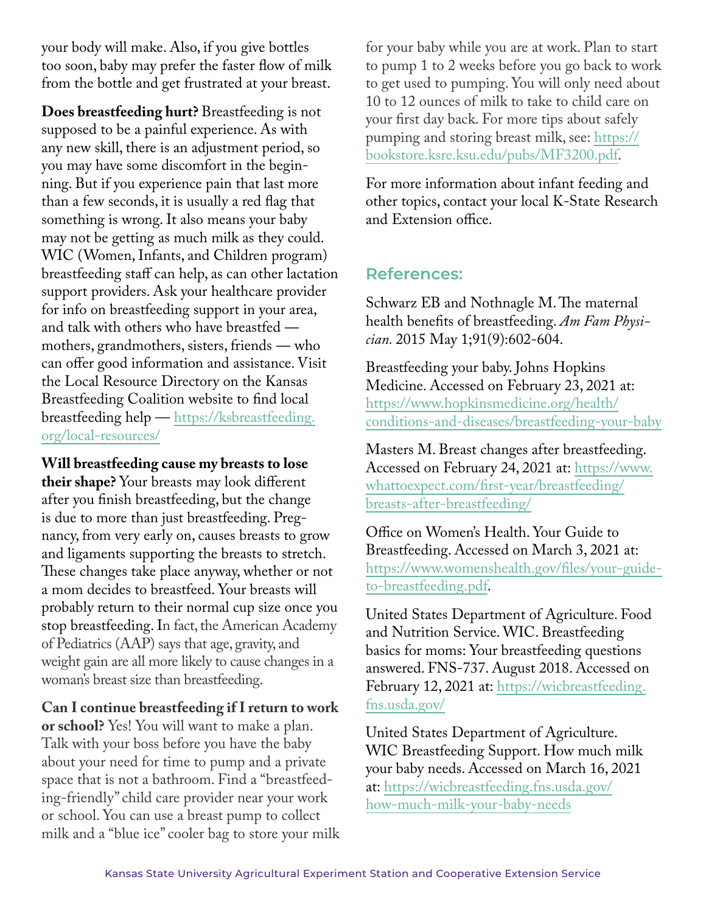your body will make. Also, if you give bottles too soon, baby may prefer the faster flow of milk from the bottle and get frustrated at your breast.

**Does breastfeeding hurt?** Breastfeeding is not supposed to be a painful experience. As with any new skill, there is an adjustment period, so you may have some discomfort in the beginning. But if you experience pain that last more than a few seconds, it is usually a red flag that something is wrong. It also means your baby may not be getting as much milk as they could. WIC (Women, Infants, and Children program) breastfeeding staff can help, as can other lactation support providers. Ask your healthcare provider for info on breastfeeding support in your area, and talk with others who have breastfed — mothers, grandmothers, sisters, friends — who can offer good information and assistance. Visit the Local Resource Directory on the Kansas Breastfeeding Coalition website to find local breastfeeding help — https://ksbreastfeeding.org/local-resources/

**Will breastfeeding cause my breasts to lose their shape?** Your breasts may look different after you finish breastfeeding, but the change is due to more than just breastfeeding. Pregnancy, from very early on, causes breasts to grow and ligaments supporting the breasts to stretch. These changes take place anyway, whether or not a mom decides to breastfeed. Your breasts will probably return to their normal cup size once you stop breastfeeding. In fact, the American Academy of Pediatrics (AAP) says that age, gravity, and weight gain are all more likely to cause changes in a woman's breast size than breastfeeding.

**Can I continue breastfeeding if I return to work or school?** Yes! You will want to make a plan. Talk with your boss before you have the baby about your need for time to pump and a private space that is not a bathroom. Find a "breastfeeding-friendly" child care provider near your work or school. You can use a breast pump to collect milk and a "blue ice" cooler bag to store your milk for your baby while you are at work. Plan to start to pump 1 to 2 weeks before you go back to work to get used to pumping. You will only need about 10 to 12 ounces of milk to take to child care on your first day back. For more tips about safely pumping and storing breast milk, see: https://bookstore.ksre.ksu.edu/pubs/MF3200.pdf.

For more information about infant feeding and other topics, contact your local K-State Research and Extension office.

## References:

Schwarz EB and Nothnagle M. The maternal health benefits of breastfeeding. *Am Fam Physician.* 2015 May 1;91(9):602-604.

Breastfeeding your baby. Johns Hopkins Medicine. Accessed on February 23, 2021 at: https://www.hopkinsmedicine.org/health/conditions-and-diseases/breastfeeding-your-baby

Masters M. Breast changes after breastfeeding. Accessed on February 24, 2021 at: https://www.whattoexpect.com/first-year/breastfeeding/breasts-after-breastfeeding/

Office on Women's Health. Your Guide to Breastfeeding. Accessed on March 3, 2021 at: https://www.womenshealth.gov/files/your-guide-to-breastfeeding.pdf.

United States Department of Agriculture. Food and Nutrition Service. WIC. Breastfeeding basics for moms: Your breastfeeding questions answered. FNS-737. August 2018. Accessed on February 12, 2021 at: https://wicbreastfeeding.fns.usda.gov/

United States Department of Agriculture. WIC Breastfeeding Support. How much milk your baby needs. Accessed on March 16, 2021 at: https://wicbreastfeeding.fns.usda.gov/how-much-milk-your-baby-needs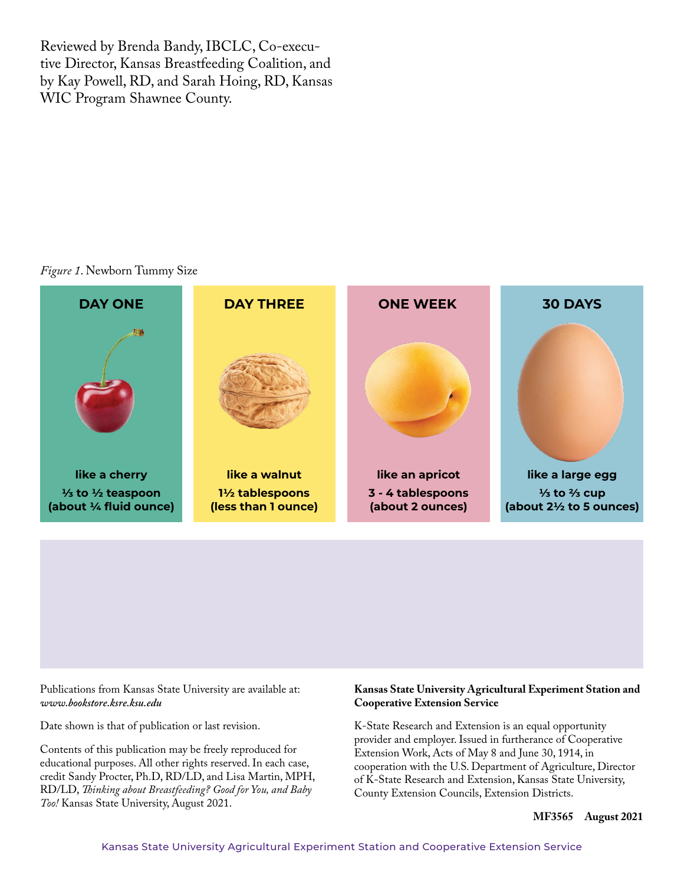Reviewed by Brenda Bandy, IBCLC, Co-executive Director, Kansas Breastfeeding Coalition, and by Kay Powell, RD, and Sarah Hoing, RD, Kansas WIC Program Shawnee County.

*Figure 1*. Newborn Tummy Size

**DAY ONE**

**like a cherry**
**⅓ to ½ teaspoon (about ¼ fluid ounce)**

**DAY THREE**

**like a walnut**
**1½ tablespoons (less than 1 ounce)**

**ONE WEEK**

**like an apricot**
**3 - 4 tablespoons (about 2 ounces)**

**30 DAYS**

**like a large egg**
**⅓ to ⅔ cup (about 2½ to 5 ounces)**

Publications from Kansas State University are available at: ***www.bookstore.ksre.ksu.edu***

Date shown is that of publication or last revision.

Contents of this publication may be freely reproduced for educational purposes. All other rights reserved. In each case, credit Sandy Procter, Ph.D, RD/LD, and Lisa Martin, MPH, RD/LD, *Thinking about Breastfeeding? Good for You, and Baby Too!* Kansas State University, August 2021.

**Kansas State University Agricultural Experiment Station and Cooperative Extension Service**

K-State Research and Extension is an equal opportunity provider and employer. Issued in furtherance of Cooperative Extension Work, Acts of May 8 and June 30, 1914, in cooperation with the U.S. Department of Agriculture, Director of K-State Research and Extension, Kansas State University, County Extension Councils, Extension Districts.

**MF3565 August 2021**